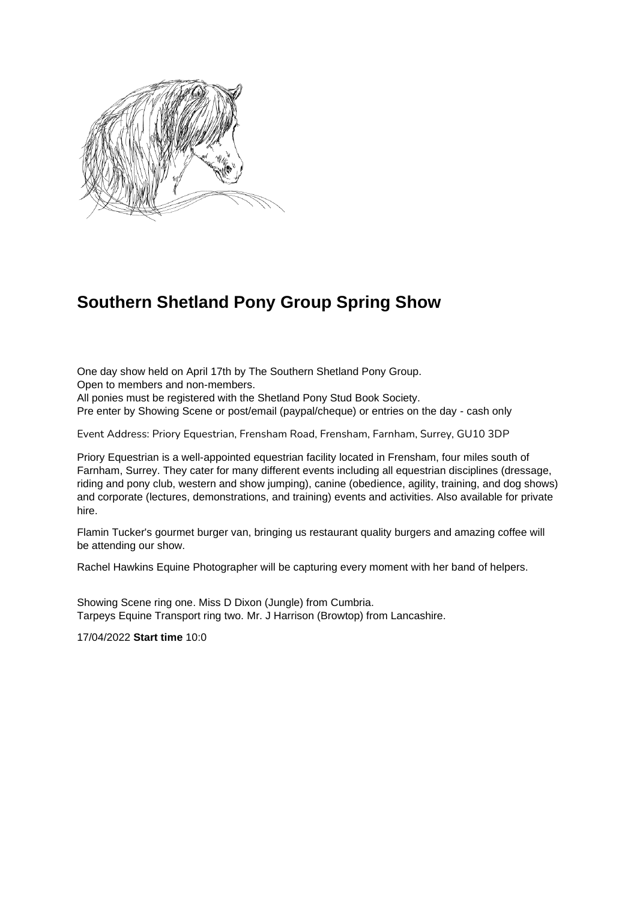# Southern Shetland Pony Group Spring Show

One day show held on April 17th by The Southern Shetland Pony Group.
Open to members and non-members.
All ponies must be registered with the Shetland Pony Stud Book Society.
Pre enter by Showing Scene or post/email (paypal/cheque) or entries on the day - cash only

Event Address: Priory Equestrian, Frensham Road, Frensham, Farnham, Surrey, GU10 3DP

Priory Equestrian is a well-appointed equestrian facility located in Frensham, four miles south of Farnham, Surrey. They cater for many different events including all equestrian disciplines (dressage, riding and pony club, western and show jumping), canine (obedience, agility, training, and dog shows) and corporate (lectures, demonstrations, and training) events and activities. Also available for private hire.

Flamin Tucker's gourmet burger van, bringing us restaurant quality burgers and amazing coffee will be attending our show.

Rachel Hawkins Equine Photographer will be capturing every moment with her band of helpers.

Showing Scene ring one. Miss D Dixon (Jungle) from Cumbria.
Tarpeys Equine Transport ring two. Mr. J Harrison (Browtop) from Lancashire.

17/04/2022 **Start time** 10:0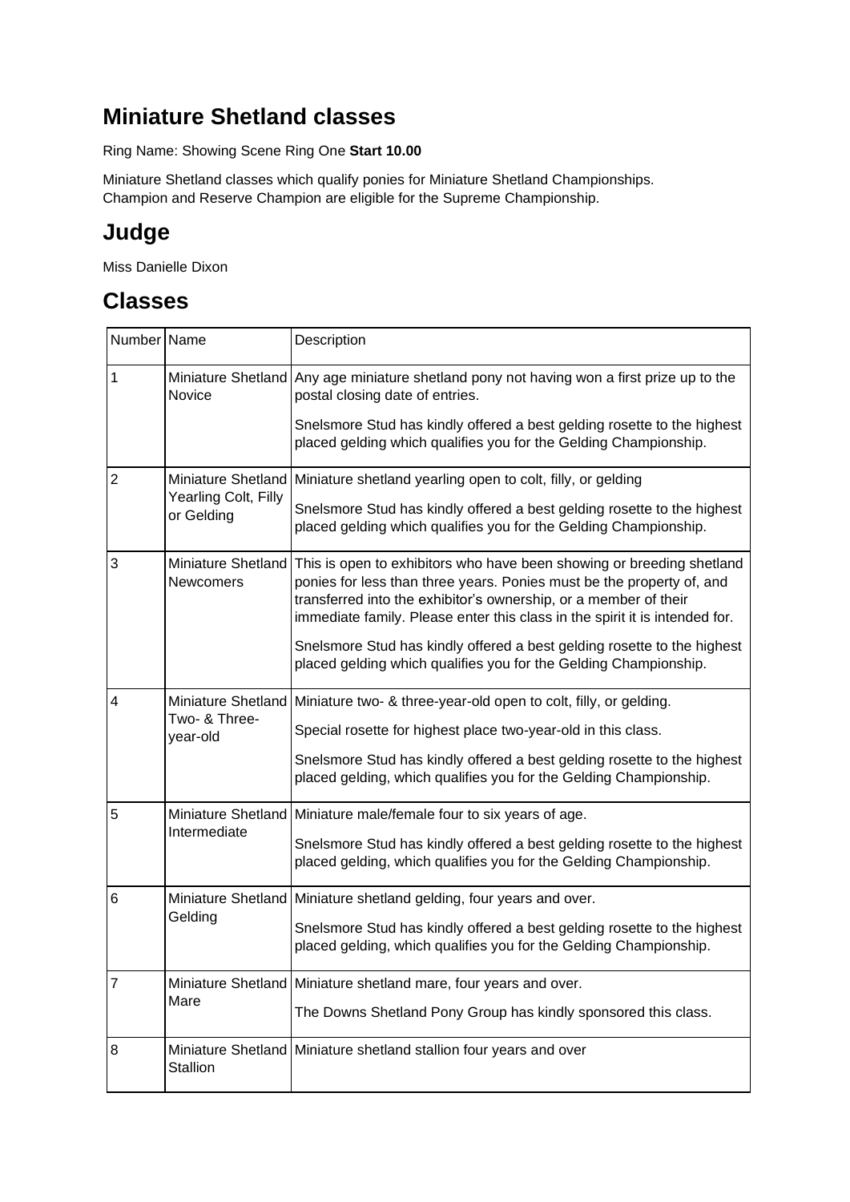## Miniature Shetland classes

Ring Name: Showing Scene Ring One **Start 10.00**

Miniature Shetland classes which qualify ponies for Miniature Shetland Championships.
Champion and Reserve Champion are eligible for the Supreme Championship.

## Judge

Miss Danielle Dixon

## Classes

| Number | Name | Description |
|---|---|---|
| 1 | Miniature Shetland Novice | Any age miniature shetland pony not having won a first prize up to the postal closing date of entries.<br><br>Snelsmore Stud has kindly offered a best gelding rosette to the highest placed gelding which qualifies you for the Gelding Championship. |
| 2 | Miniature Shetland Yearling Colt, Filly or Gelding | Miniature shetland yearling open to colt, filly, or gelding<br><br>Snelsmore Stud has kindly offered a best gelding rosette to the highest placed gelding which qualifies you for the Gelding Championship. |
| 3 | Miniature Shetland Newcomers | This is open to exhibitors who have been showing or breeding shetland ponies for less than three years. Ponies must be the property of, and transferred into the exhibitor's ownership, or a member of their immediate family. Please enter this class in the spirit it is intended for.<br><br>Snelsmore Stud has kindly offered a best gelding rosette to the highest placed gelding which qualifies you for the Gelding Championship. |
| 4 | Miniature Shetland Two- & Three-year-old | Miniature two- & three-year-old open to colt, filly, or gelding.<br><br>Special rosette for highest place two-year-old in this class.<br><br>Snelsmore Stud has kindly offered a best gelding rosette to the highest placed gelding, which qualifies you for the Gelding Championship. |
| 5 | Miniature Shetland Intermediate | Miniature male/female four to six years of age.<br><br>Snelsmore Stud has kindly offered a best gelding rosette to the highest placed gelding, which qualifies you for the Gelding Championship. |
| 6 | Miniature Shetland Gelding | Miniature shetland gelding, four years and over.<br><br>Snelsmore Stud has kindly offered a best gelding rosette to the highest placed gelding, which qualifies you for the Gelding Championship. |
| 7 | Miniature Shetland Mare | Miniature shetland mare, four years and over.<br><br>The Downs Shetland Pony Group has kindly sponsored this class. |
| 8 | Miniature Shetland Stallion | Miniature shetland stallion four years and over |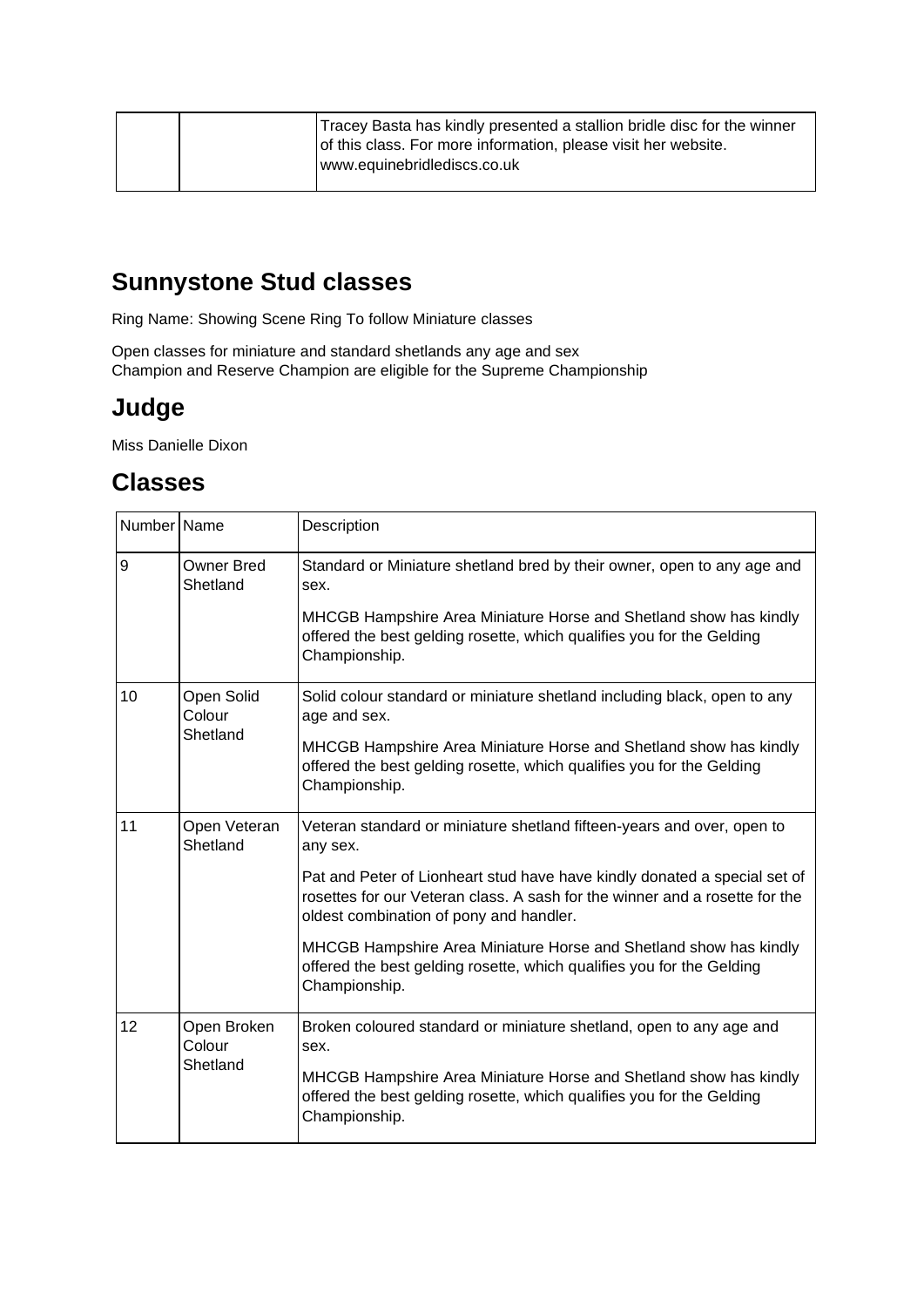| | | Tracey Basta has kindly presented a stallion bridle disc for the winner of this class. For more information, please visit her website. www.equinebridlediscs.co.uk |
|---|---|---|

## Sunnystone Stud classes

Ring Name: Showing Scene Ring To follow Miniature classes

Open classes for miniature and standard shetlands any age and sex
Champion and Reserve Champion are eligible for the Supreme Championship

## Judge

Miss Danielle Dixon

## Classes

| Number | Name | Description |
|---|---|---|
| 9 | Owner Bred Shetland | Standard or Miniature shetland bred by their owner, open to any age and sex.<br><br>MHCGB Hampshire Area Miniature Horse and Shetland show has kindly offered the best gelding rosette, which qualifies you for the Gelding Championship. |
| 10 | Open Solid Colour Shetland | Solid colour standard or miniature shetland including black, open to any age and sex.<br><br>MHCGB Hampshire Area Miniature Horse and Shetland show has kindly offered the best gelding rosette, which qualifies you for the Gelding Championship. |
| 11 | Open Veteran Shetland | Veteran standard or miniature shetland fifteen-years and over, open to any sex.<br><br>Pat and Peter of Lionheart stud have have kindly donated a special set of rosettes for our Veteran class. A sash for the winner and a rosette for the oldest combination of pony and handler.<br><br>MHCGB Hampshire Area Miniature Horse and Shetland show has kindly offered the best gelding rosette, which qualifies you for the Gelding Championship. |
| 12 | Open Broken Colour Shetland | Broken coloured standard or miniature shetland, open to any age and sex.<br><br>MHCGB Hampshire Area Miniature Horse and Shetland show has kindly offered the best gelding rosette, which qualifies you for the Gelding Championship. |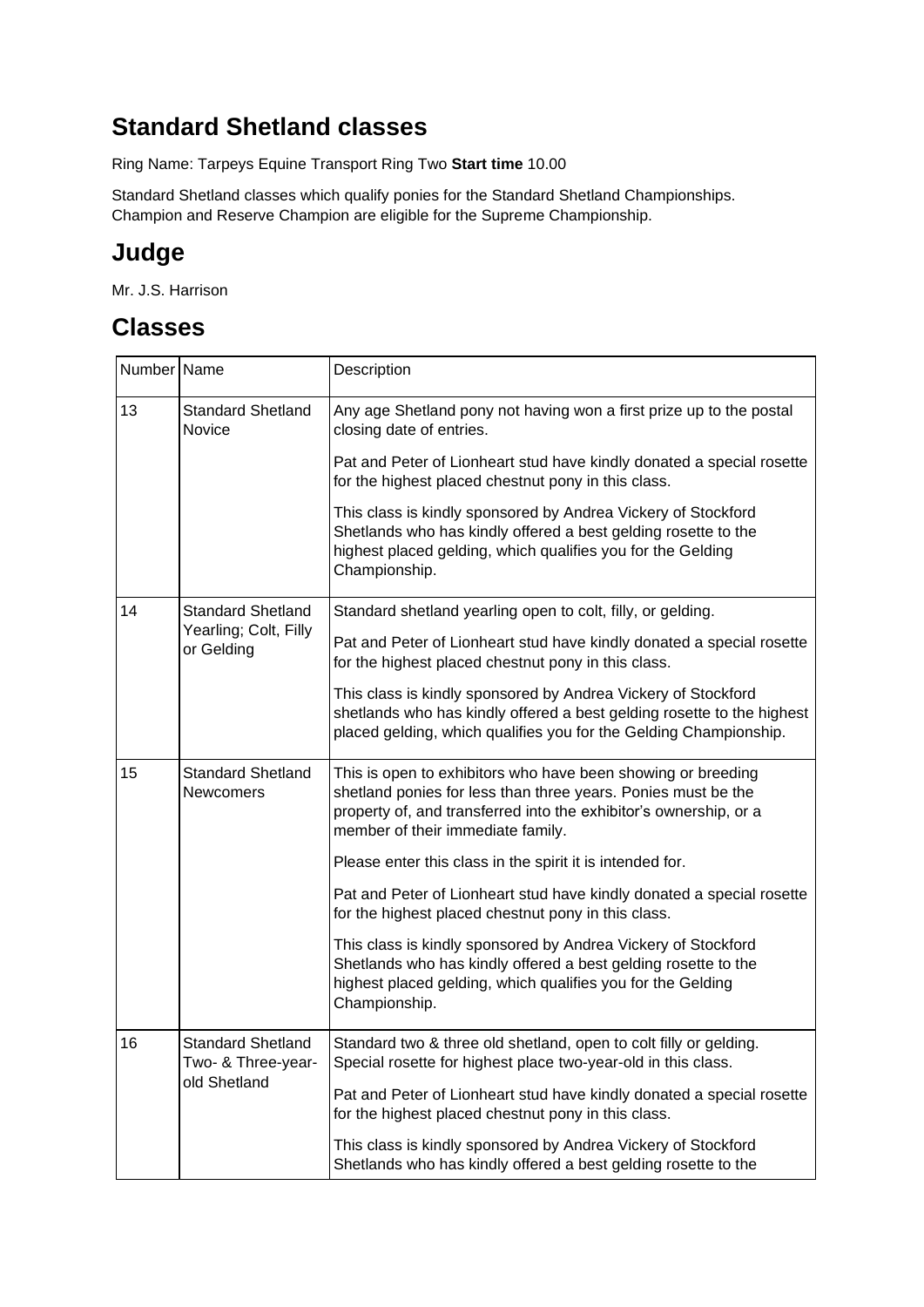## Standard Shetland classes

Ring Name: Tarpeys Equine Transport Ring Two **Start time** 10.00

Standard Shetland classes which qualify ponies for the Standard Shetland Championships. Champion and Reserve Champion are eligible for the Supreme Championship.

## Judge

Mr. J.S. Harrison

## Classes

| Number | Name | Description |
|---|---|---|
| 13 | Standard Shetland Novice | Any age Shetland pony not having won a first prize up to the postal closing date of entries.<br><br>Pat and Peter of Lionheart stud have kindly donated a special rosette for the highest placed chestnut pony in this class.<br><br>This class is kindly sponsored by Andrea Vickery of Stockford Shetlands who has kindly offered a best gelding rosette to the highest placed gelding, which qualifies you for the Gelding Championship. |
| 14 | Standard Shetland Yearling; Colt, Filly or Gelding | Standard shetland yearling open to colt, filly, or gelding.<br><br>Pat and Peter of Lionheart stud have kindly donated a special rosette for the highest placed chestnut pony in this class.<br><br>This class is kindly sponsored by Andrea Vickery of Stockford shetlands who has kindly offered a best gelding rosette to the highest placed gelding, which qualifies you for the Gelding Championship. |
| 15 | Standard Shetland Newcomers | This is open to exhibitors who have been showing or breeding shetland ponies for less than three years. Ponies must be the property of, and transferred into the exhibitor's ownership, or a member of their immediate family.<br><br>Please enter this class in the spirit it is intended for.<br><br>Pat and Peter of Lionheart stud have kindly donated a special rosette for the highest placed chestnut pony in this class.<br><br>This class is kindly sponsored by Andrea Vickery of Stockford Shetlands who has kindly offered a best gelding rosette to the highest placed gelding, which qualifies you for the Gelding Championship. |
| 16 | Standard Shetland Two- & Three-year-old Shetland | Standard two & three old shetland, open to colt filly or gelding. Special rosette for highest place two-year-old in this class.<br><br>Pat and Peter of Lionheart stud have kindly donated a special rosette for the highest placed chestnut pony in this class.<br><br>This class is kindly sponsored by Andrea Vickery of Stockford Shetlands who has kindly offered a best gelding rosette to the |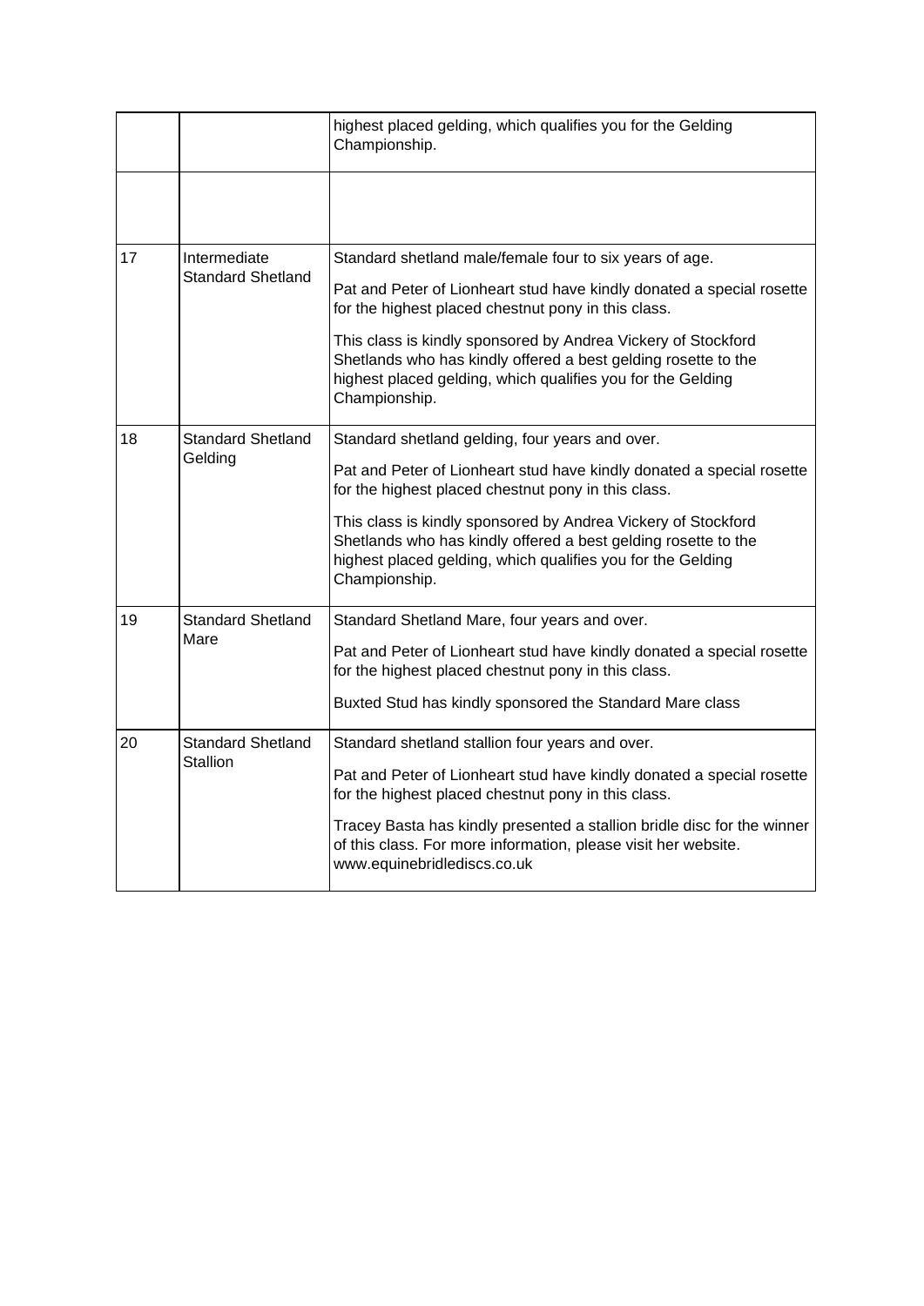| | | |
|---|---|---|
| | | highest placed gelding, which qualifies you for the Gelding Championship. |
| | | |
| 17 | Intermediate Standard Shetland | Standard shetland male/female four to six years of age.<br><br>Pat and Peter of Lionheart stud have kindly donated a special rosette for the highest placed chestnut pony in this class.<br><br>This class is kindly sponsored by Andrea Vickery of Stockford Shetlands who has kindly offered a best gelding rosette to the highest placed gelding, which qualifies you for the Gelding Championship. |
| 18 | Standard Shetland Gelding | Standard shetland gelding, four years and over.<br><br>Pat and Peter of Lionheart stud have kindly donated a special rosette for the highest placed chestnut pony in this class.<br><br>This class is kindly sponsored by Andrea Vickery of Stockford Shetlands who has kindly offered a best gelding rosette to the highest placed gelding, which qualifies you for the Gelding Championship. |
| 19 | Standard Shetland Mare | Standard Shetland Mare, four years and over.<br><br>Pat and Peter of Lionheart stud have kindly donated a special rosette for the highest placed chestnut pony in this class.<br><br>Buxted Stud has kindly sponsored the Standard Mare class |
| 20 | Standard Shetland Stallion | Standard shetland stallion four years and over.<br><br>Pat and Peter of Lionheart stud have kindly donated a special rosette for the highest placed chestnut pony in this class.<br><br>Tracey Basta has kindly presented a stallion bridle disc for the winner of this class. For more information, please visit her website. www.equinebridlediscs.co.uk |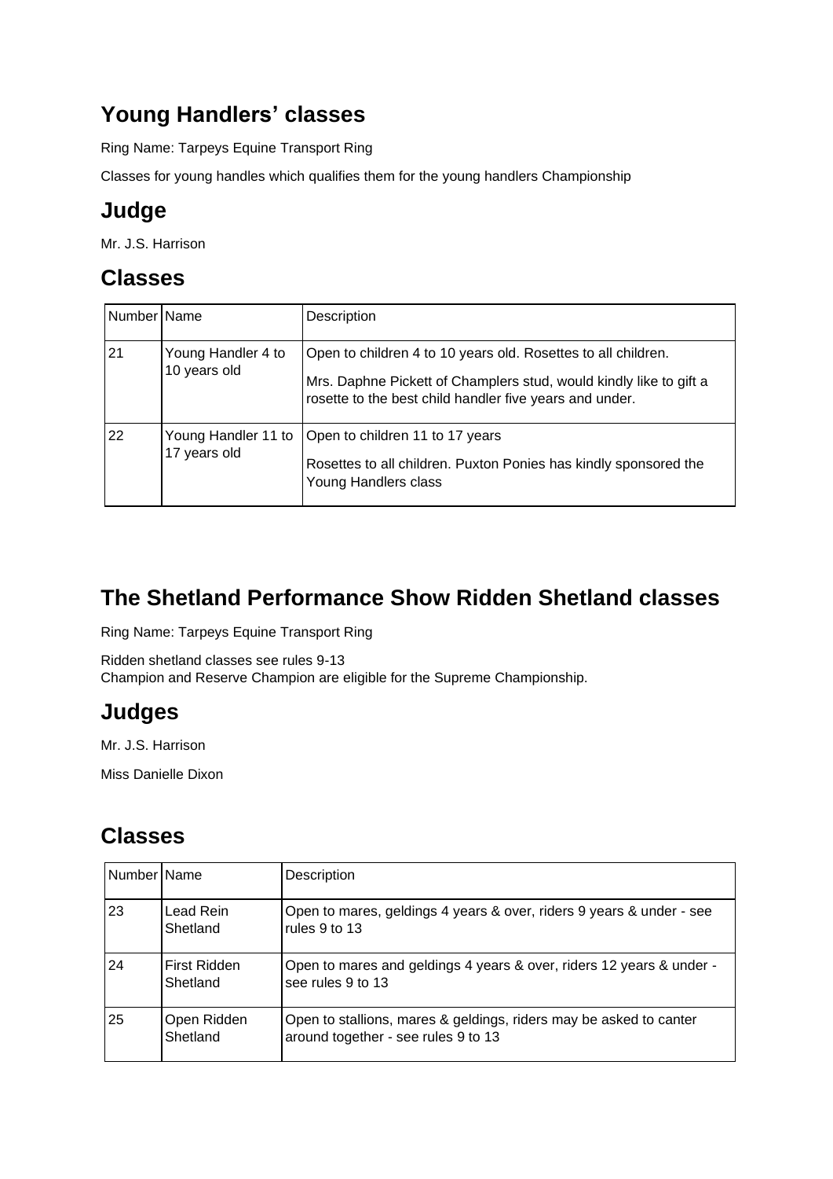## Young Handlers’ classes

Ring Name: Tarpeys Equine Transport Ring

Classes for young handles which qualifies them for the young handlers Championship

## Judge

Mr. J.S. Harrison

## Classes

| Number | Name | Description |
|---|---|---|
| 21 | Young Handler 4 to 10 years old | Open to children 4 to 10 years old. Rosettes to all children.<br>Mrs. Daphne Pickett of Champlers stud, would kindly like to gift a rosette to the best child handler five years and under. |
| 22 | Young Handler 11 to 17 years old | Open to children 11 to 17 years<br>Rosettes to all children. Puxton Ponies has kindly sponsored the Young Handlers class |

## The Shetland Performance Show Ridden Shetland classes

Ring Name: Tarpeys Equine Transport Ring

Ridden shetland classes see rules 9-13
Champion and Reserve Champion are eligible for the Supreme Championship.

## Judges

Mr. J.S. Harrison

Miss Danielle Dixon

## Classes

| Number | Name | Description |
|---|---|---|
| 23 | Lead Rein Shetland | Open to mares, geldings 4 years & over, riders 9 years & under - see rules 9 to 13 |
| 24 | First Ridden Shetland | Open to mares and geldings 4 years & over, riders 12 years & under - see rules 9 to 13 |
| 25 | Open Ridden Shetland | Open to stallions, mares & geldings, riders may be asked to canter around together - see rules 9 to 13 |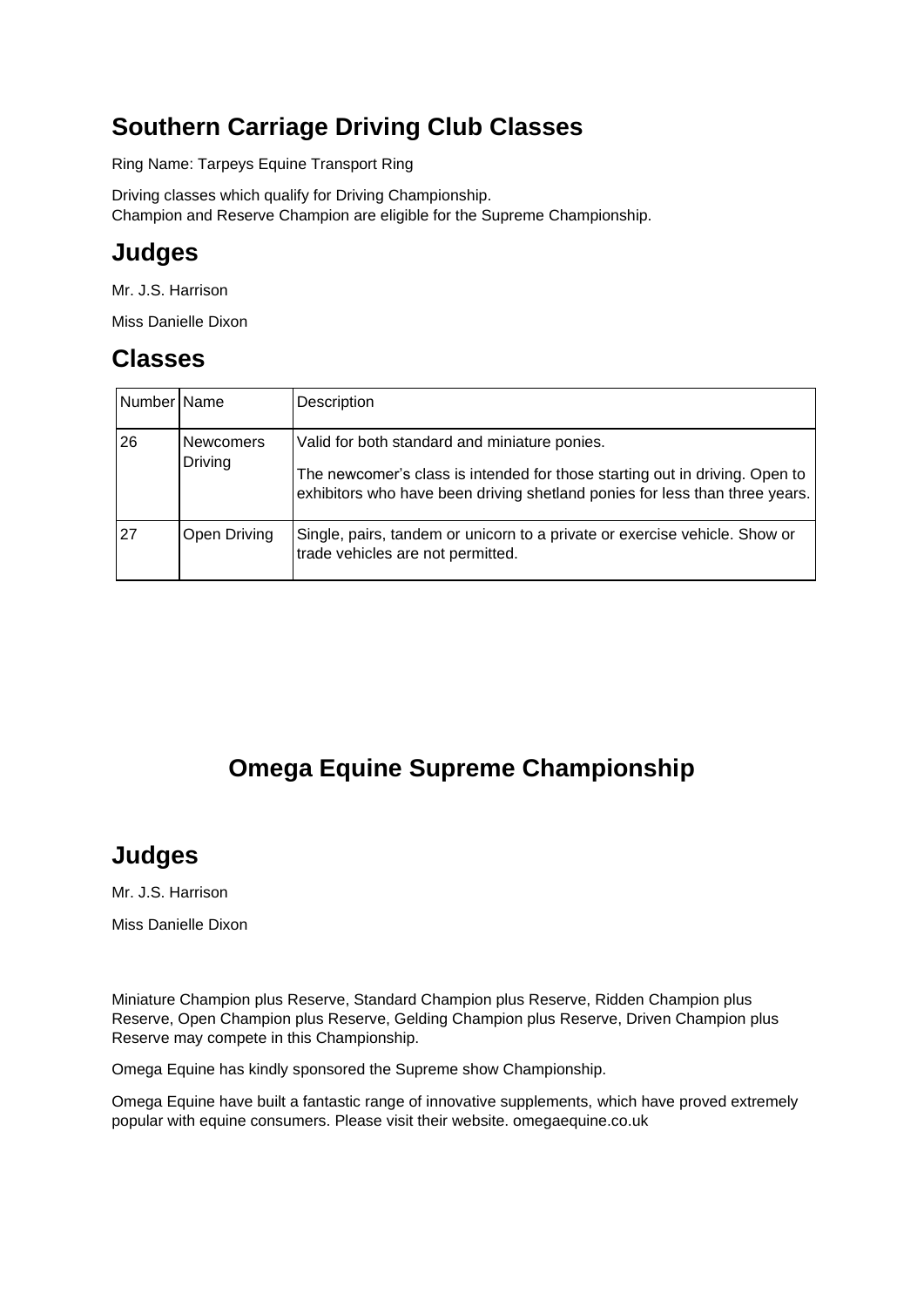## Southern Carriage Driving Club Classes

Ring Name: Tarpeys Equine Transport Ring

Driving classes which qualify for Driving Championship.
Champion and Reserve Champion are eligible for the Supreme Championship.

## Judges

Mr. J.S. Harrison

Miss Danielle Dixon

## Classes

| Number | Name | Description |
|---|---|---|
| 26 | Newcomers Driving | Valid for both standard and miniature ponies.<br><br>The newcomer's class is intended for those starting out in driving. Open to exhibitors who have been driving shetland ponies for less than three years. |
| 27 | Open Driving | Single, pairs, tandem or unicorn to a private or exercise vehicle. Show or trade vehicles are not permitted. |

## Omega Equine Supreme Championship

## Judges

Mr. J.S. Harrison

Miss Danielle Dixon

Miniature Champion plus Reserve, Standard Champion plus Reserve, Ridden Champion plus Reserve, Open Champion plus Reserve, Gelding Champion plus Reserve, Driven Champion plus Reserve may compete in this Championship.

Omega Equine has kindly sponsored the Supreme show Championship.

Omega Equine have built a fantastic range of innovative supplements, which have proved extremely popular with equine consumers. Please visit their website. omegaequine.co.uk